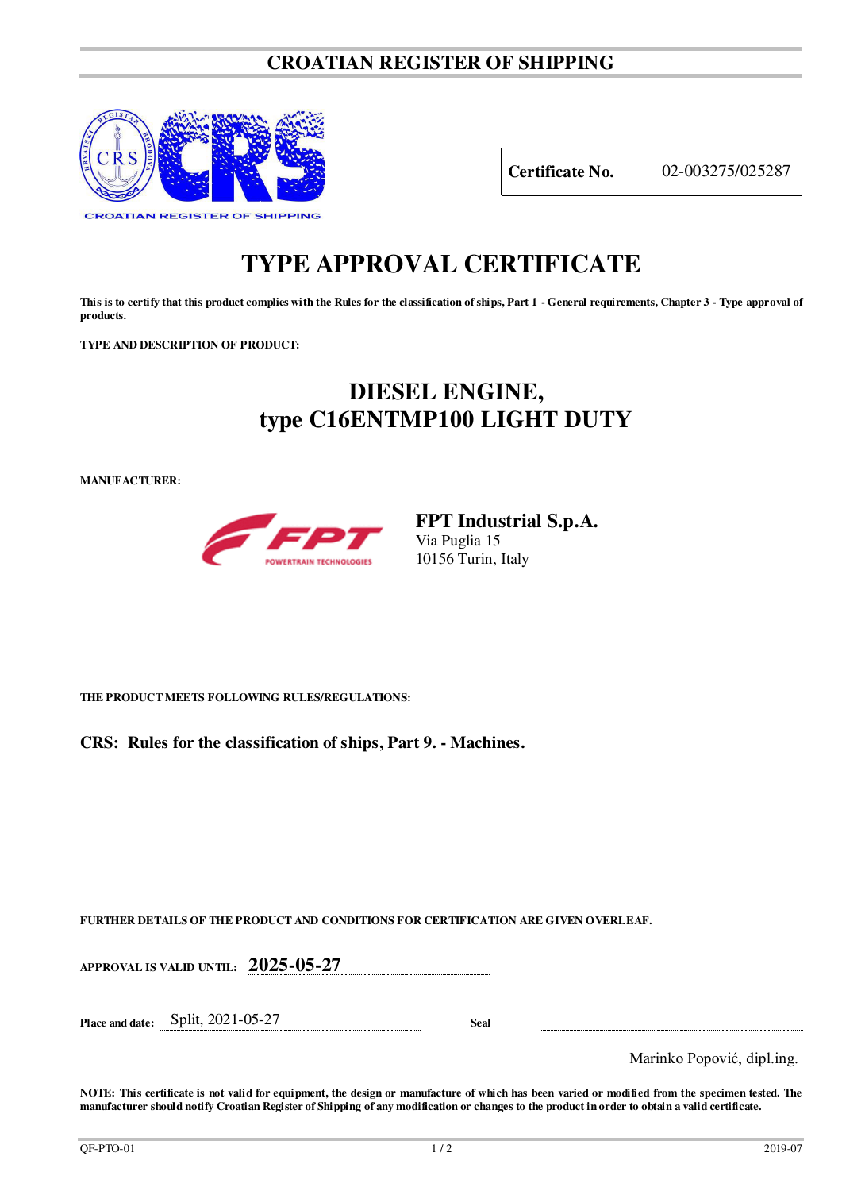# CROATIAN REGISTER OF SHIPPING

| **Certificate No.** | 02-003275/025287 |
|---|---|

# TYPE APPROVAL CERTIFICATE

**This is to certify that this product complies with the Rules for the classification of ships, Part 1 - General requirements, Chapter 3 - Type approval of products.**

**TYPE AND DESCRIPTION OF PRODUCT:**

## DIESEL ENGINE,
## type C16ENTMP100 LIGHT DUTY

**MANUFACTURER:**

**FPT Industrial S.p.A.**
Via Puglia 15
10156 Turin, Italy

**THE PRODUCT MEETS FOLLOWING RULES/REGULATIONS:**

**CRS: Rules for the classification of ships, Part 9. - Machines.**

**FURTHER DETAILS OF THE PRODUCT AND CONDITIONS FOR CERTIFICATION ARE GIVEN OVERLEAF.**

**APPROVAL IS VALID UNTIL:** **2025-05-27**

**Place and date:** Split, 2021-05-27 **Seal**

Marinko Popović, dipl.ing.

**NOTE: This certificate is not valid for equipment, the design or manufacture of which has been varied or modified from the specimen tested. The manufacturer should notify Croatian Register of Shipping of any modification or changes to the product in order to obtain a valid certificate.**

QF-PTO-01 2019-07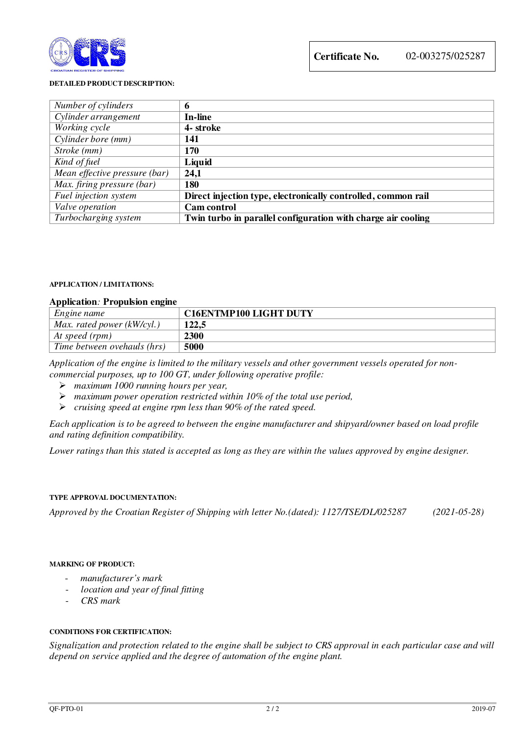**Certificate No.** 02-003275/025287

**DETAILED PRODUCT DESCRIPTION:**

| | |
|---|---|
| *Number of cylinders* | **6** |
| *Cylinder arrangement* | **In-line** |
| *Working cycle* | **4- stroke** |
| *Cylinder bore (mm)* | **141** |
| *Stroke (mm)* | **170** |
| *Kind of fuel* | **Liquid** |
| *Mean effective pressure (bar)* | **24,1** |
| *Max. firing pressure (bar)* | **180** |
| *Fuel injection system* | **Direct injection type, electronically controlled, common rail** |
| *Valve operation* | **Cam control** |
| *Turbocharging system* | **Twin turbo in parallel configuration with charge air cooling** |

**APPLICATION / LIMITATIONS:**

**Application***:* **Propulsion engine**

| | |
|---|---|
| *Engine name* | **C16ENTMP100 LIGHT DUTY** |
| *Max. rated power (kW/cyl.)* | **122,5** |
| *At speed (rpm)* | **2300** |
| *Time between ovehauls (hrs)* | **5000** |

*Application of the engine is limited to the military vessels and other government vessels operated for non-commercial purposes, up to 100 GT, under following operative profile:*

- *maximum 1000 running hours per year,*
- *maximum power operation restricted within 10% of the total use period,*
- *cruising speed at engine rpm less than 90% of the rated speed.*

*Each application is to be agreed to between the engine manufacturer and shipyard/owner based on load profile and rating definition compatibility.*

*Lower ratings than this stated is accepted as long as they are within the values approved by engine designer.*

**TYPE APPROVAL DOCUMENTATION:**

*Approved by the Croatian Register of Shipping with letter No.(dated): 1127/TSE/DL/025287 (2021-05-28)*

**MARKING OF PRODUCT:**

- *manufacturer's mark*
- *location and year of final fitting*
- *CRS mark*

**CONDITIONS FOR CERTIFICATION:**

*Signalization and protection related to the engine shall be subject to CRS approval in each particular case and will depend on service applied and the degree of automation of the engine plant.*